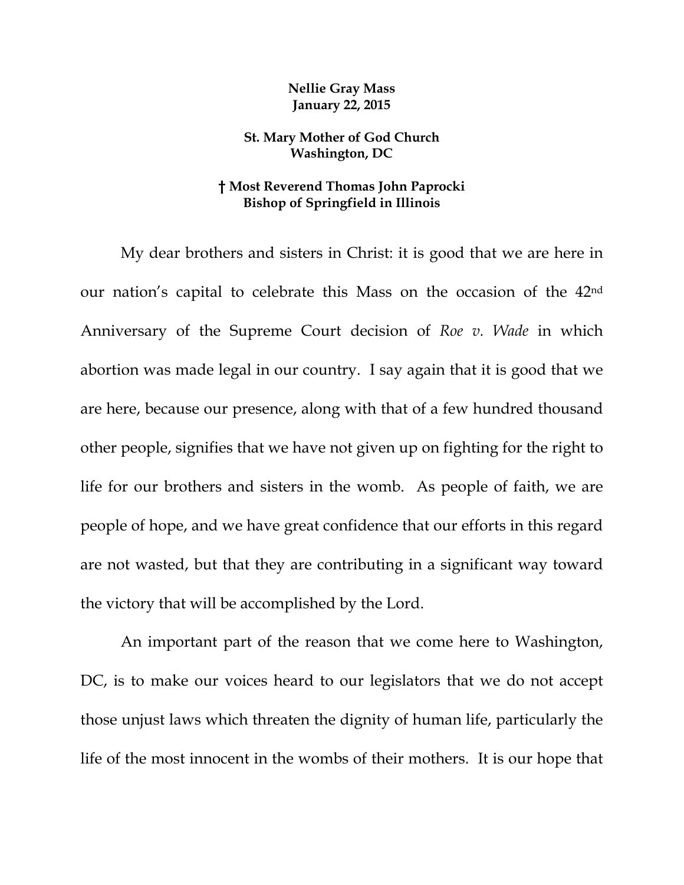**Nellie Gray Mass**
**January 22, 2015**

**St. Mary Mother of God Church**
**Washington, DC**

**† Most Reverend Thomas John Paprocki**
**Bishop of Springfield in Illinois**

My dear brothers and sisters in Christ: it is good that we are here in our nation's capital to celebrate this Mass on the occasion of the 42nd Anniversary of the Supreme Court decision of *Roe v. Wade* in which abortion was made legal in our country. I say again that it is good that we are here, because our presence, along with that of a few hundred thousand other people, signifies that we have not given up on fighting for the right to life for our brothers and sisters in the womb. As people of faith, we are people of hope, and we have great confidence that our efforts in this regard are not wasted, but that they are contributing in a significant way toward the victory that will be accomplished by the Lord.

An important part of the reason that we come here to Washington, DC, is to make our voices heard to our legislators that we do not accept those unjust laws which threaten the dignity of human life, particularly the life of the most innocent in the wombs of their mothers. It is our hope that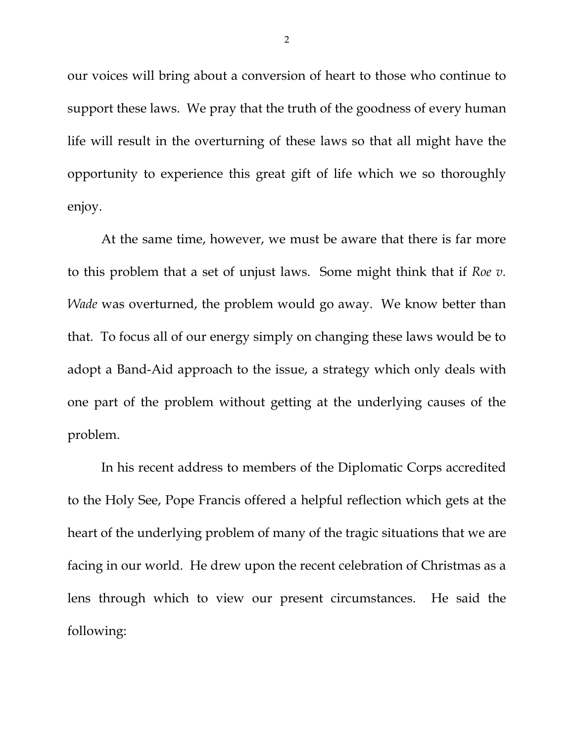our voices will bring about a conversion of heart to those who continue to support these laws. We pray that the truth of the goodness of every human life will result in the overturning of these laws so that all might have the opportunity to experience this great gift of life which we so thoroughly enjoy.

At the same time, however, we must be aware that there is far more to this problem that a set of unjust laws. Some might think that if *Roe v. Wade* was overturned, the problem would go away. We know better than that. To focus all of our energy simply on changing these laws would be to adopt a Band-Aid approach to the issue, a strategy which only deals with one part of the problem without getting at the underlying causes of the problem.

In his recent address to members of the Diplomatic Corps accredited to the Holy See, Pope Francis offered a helpful reflection which gets at the heart of the underlying problem of many of the tragic situations that we are facing in our world. He drew upon the recent celebration of Christmas as a lens through which to view our present circumstances. He said the following: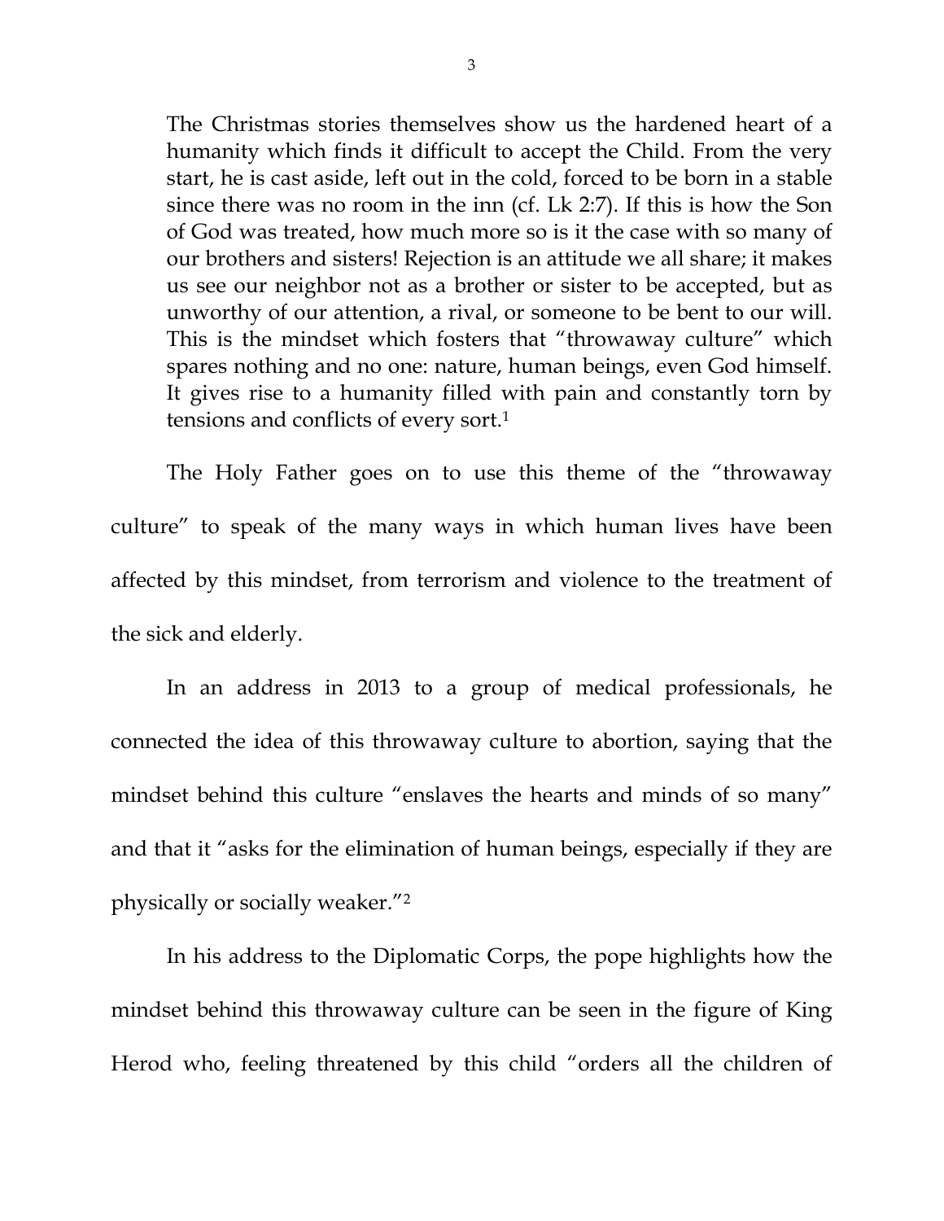> The Christmas stories themselves show us the hardened heart of a humanity which finds it difficult to accept the Child. From the very start, he is cast aside, left out in the cold, forced to be born in a stable since there was no room in the inn (cf. Lk 2:7). If this is how the Son of God was treated, how much more so is it the case with so many of our brothers and sisters! Rejection is an attitude we all share; it makes us see our neighbor not as a brother or sister to be accepted, but as unworthy of our attention, a rival, or someone to be bent to our will. This is the mindset which fosters that "throwaway culture" which spares nothing and no one: nature, human beings, even God himself. It gives rise to a humanity filled with pain and constantly torn by tensions and conflicts of every sort.[1]

The Holy Father goes on to use this theme of the "throwaway culture" to speak of the many ways in which human lives have been affected by this mindset, from terrorism and violence to the treatment of the sick and elderly.

In an address in 2013 to a group of medical professionals, he connected the idea of this throwaway culture to abortion, saying that the mindset behind this culture "enslaves the hearts and minds of so many" and that it "asks for the elimination of human beings, especially if they are physically or socially weaker."[2]

In his address to the Diplomatic Corps, the pope highlights how the mindset behind this throwaway culture can be seen in the figure of King Herod who, feeling threatened by this child "orders all the children of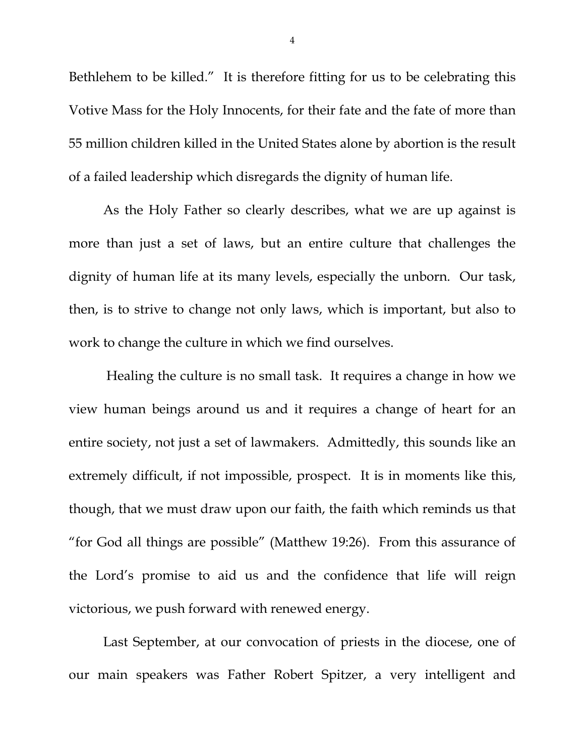Bethlehem to be killed." It is therefore fitting for us to be celebrating this Votive Mass for the Holy Innocents, for their fate and the fate of more than 55 million children killed in the United States alone by abortion is the result of a failed leadership which disregards the dignity of human life.

As the Holy Father so clearly describes, what we are up against is more than just a set of laws, but an entire culture that challenges the dignity of human life at its many levels, especially the unborn. Our task, then, is to strive to change not only laws, which is important, but also to work to change the culture in which we find ourselves.

Healing the culture is no small task. It requires a change in how we view human beings around us and it requires a change of heart for an entire society, not just a set of lawmakers. Admittedly, this sounds like an extremely difficult, if not impossible, prospect. It is in moments like this, though, that we must draw upon our faith, the faith which reminds us that "for God all things are possible" (Matthew 19:26). From this assurance of the Lord's promise to aid us and the confidence that life will reign victorious, we push forward with renewed energy.

Last September, at our convocation of priests in the diocese, one of our main speakers was Father Robert Spitzer, a very intelligent and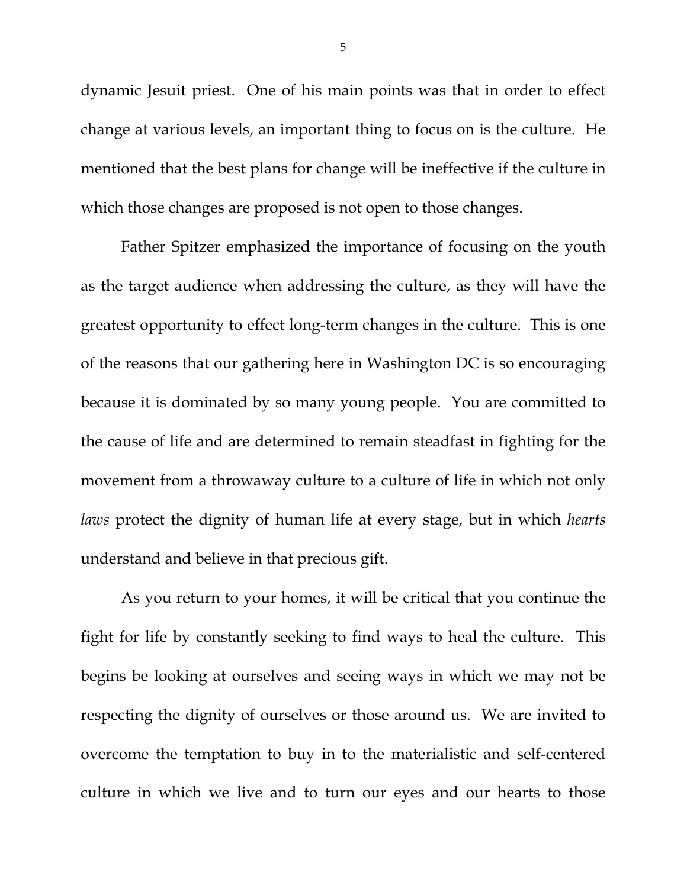dynamic Jesuit priest. One of his main points was that in order to effect change at various levels, an important thing to focus on is the culture. He mentioned that the best plans for change will be ineffective if the culture in which those changes are proposed is not open to those changes.

Father Spitzer emphasized the importance of focusing on the youth as the target audience when addressing the culture, as they will have the greatest opportunity to effect long-term changes in the culture. This is one of the reasons that our gathering here in Washington DC is so encouraging because it is dominated by so many young people. You are committed to the cause of life and are determined to remain steadfast in fighting for the movement from a throwaway culture to a culture of life in which not only *laws* protect the dignity of human life at every stage, but in which *hearts* understand and believe in that precious gift.

As you return to your homes, it will be critical that you continue the fight for life by constantly seeking to find ways to heal the culture. This begins be looking at ourselves and seeing ways in which we may not be respecting the dignity of ourselves or those around us. We are invited to overcome the temptation to buy in to the materialistic and self-centered culture in which we live and to turn our eyes and our hearts to those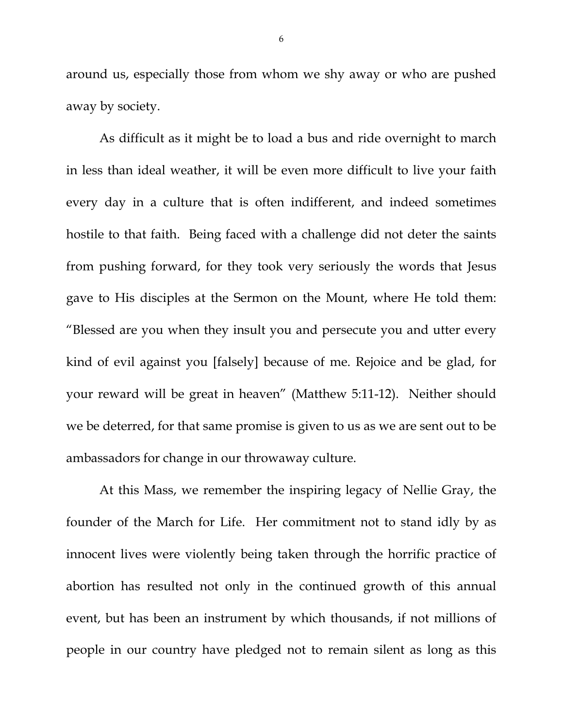around us, especially those from whom we shy away or who are pushed away by society.

As difficult as it might be to load a bus and ride overnight to march in less than ideal weather, it will be even more difficult to live your faith every day in a culture that is often indifferent, and indeed sometimes hostile to that faith. Being faced with a challenge did not deter the saints from pushing forward, for they took very seriously the words that Jesus gave to His disciples at the Sermon on the Mount, where He told them: "Blessed are you when they insult you and persecute you and utter every kind of evil against you [falsely] because of me. Rejoice and be glad, for your reward will be great in heaven" (Matthew 5:11-12). Neither should we be deterred, for that same promise is given to us as we are sent out to be ambassadors for change in our throwaway culture.

At this Mass, we remember the inspiring legacy of Nellie Gray, the founder of the March for Life. Her commitment not to stand idly by as innocent lives were violently being taken through the horrific practice of abortion has resulted not only in the continued growth of this annual event, but has been an instrument by which thousands, if not millions of people in our country have pledged not to remain silent as long as this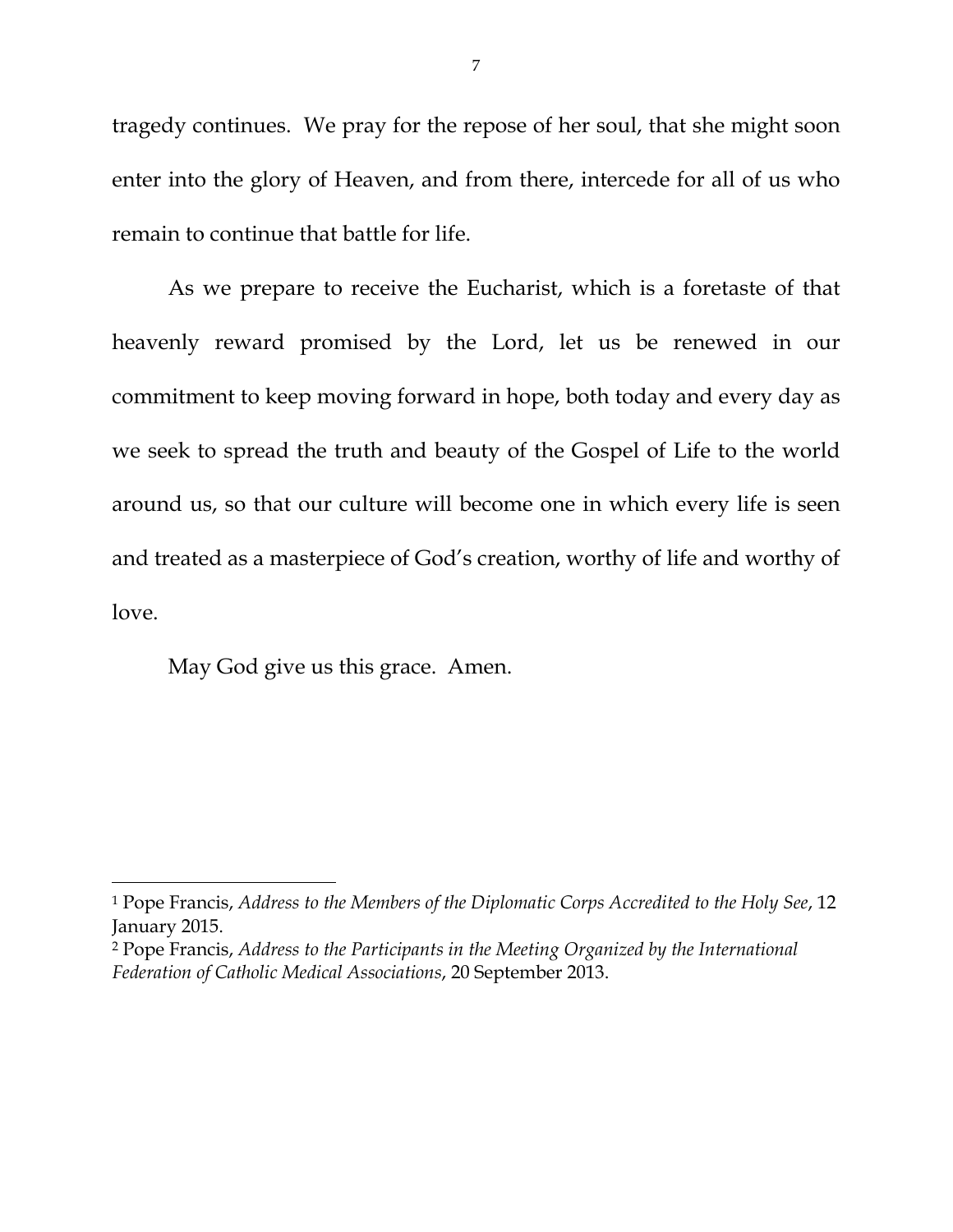tragedy continues. We pray for the repose of her soul, that she might soon enter into the glory of Heaven, and from there, intercede for all of us who remain to continue that battle for life.

As we prepare to receive the Eucharist, which is a foretaste of that heavenly reward promised by the Lord, let us be renewed in our commitment to keep moving forward in hope, both today and every day as we seek to spread the truth and beauty of the Gospel of Life to the world around us, so that our culture will become one in which every life is seen and treated as a masterpiece of God's creation, worthy of life and worthy of love.

May God give us this grace. Amen.

---

[1] Pope Francis, *Address to the Members of the Diplomatic Corps Accredited to the Holy See*, 12 January 2015.

[2] Pope Francis, *Address to the Participants in the Meeting Organized by the International Federation of Catholic Medical Associations*, 20 September 2013.